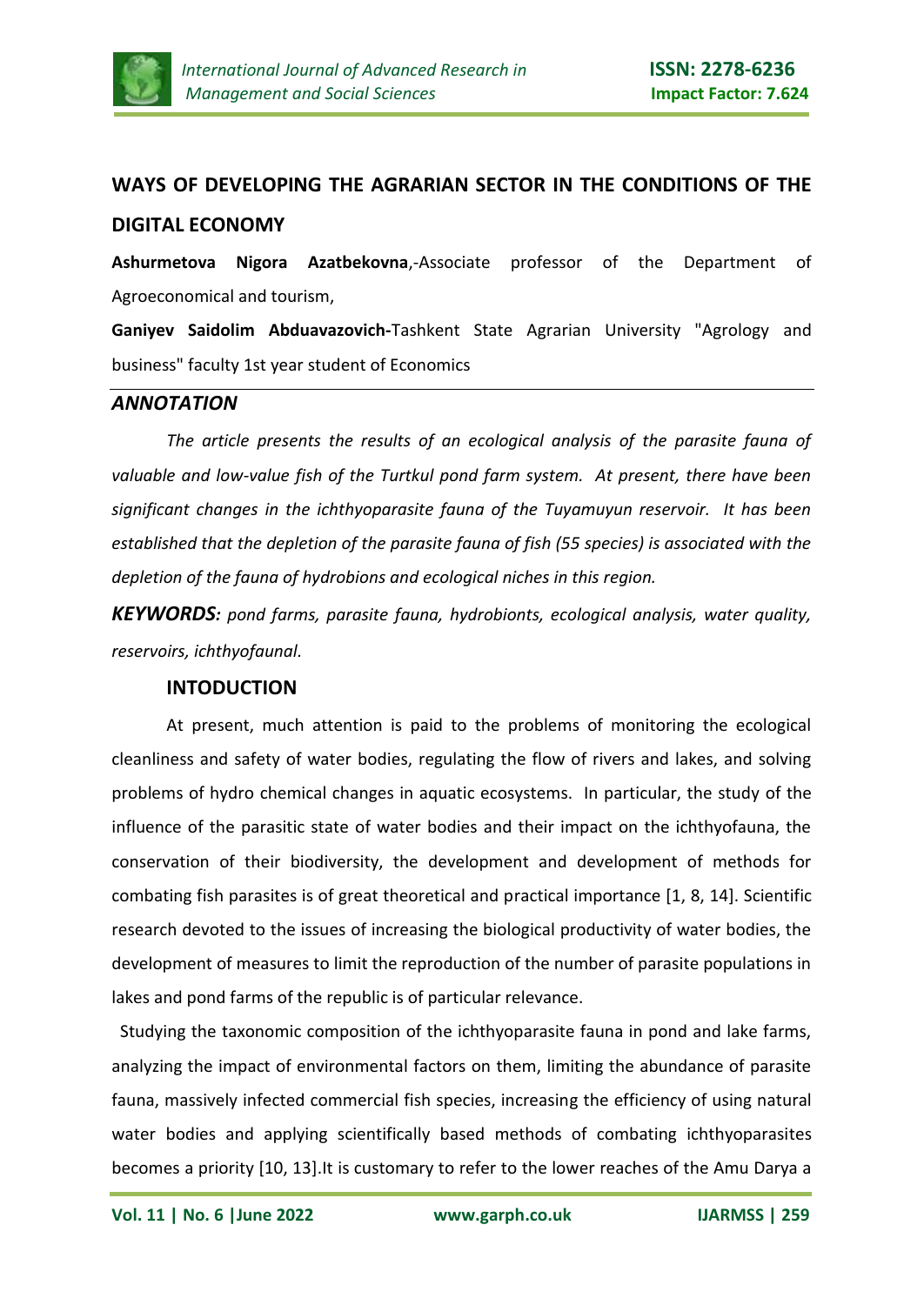# WAYS OF DEVELOPING THE AGRARIAN SECTOR IN THE CONDITIONS OF THE DIGITAL ECONOMY

**Ashurmetova Nigora Azatbekovna**,-Associate professor of the Department of Agroeconomical and tourism,

**Ganiyev Saidolim Abduavazovich-**Tashkent State Agrarian University "Agrology and business" faculty 1st year student of Economics

## *ANNOTATION*

*The article presents the results of an ecological analysis of the parasite fauna of valuable and low-value fish of the Turtkul pond farm system. At present, there have been significant changes in the ichthyoparasite fauna of the Tuyamuyun reservoir. It has been established that the depletion of the parasite fauna of fish (55 species) is associated with the depletion of the fauna of hydrobions and ecological niches in this region.*

***KEYWORDS:*** *pond farms, parasite fauna, hydrobionts, ecological analysis, water quality, reservoirs, ichthyofaunal.*

## INTODUCTION

At present, much attention is paid to the problems of monitoring the ecological cleanliness and safety of water bodies, regulating the flow of rivers and lakes, and solving problems of hydro chemical changes in aquatic ecosystems. In particular, the study of the influence of the parasitic state of water bodies and their impact on the ichthyofauna, the conservation of their biodiversity, the development and development of methods for combating fish parasites is of great theoretical and practical importance [1, 8, 14]. Scientific research devoted to the issues of increasing the biological productivity of water bodies, the development of measures to limit the reproduction of the number of parasite populations in lakes and pond farms of the republic is of particular relevance.

Studying the taxonomic composition of the ichthyoparasite fauna in pond and lake farms, analyzing the impact of environmental factors on them, limiting the abundance of parasite fauna, massively infected commercial fish species, increasing the efficiency of using natural water bodies and applying scientifically based methods of combating ichthyoparasites becomes a priority [10, 13].It is customary to refer to the lower reaches of the Amu Darya a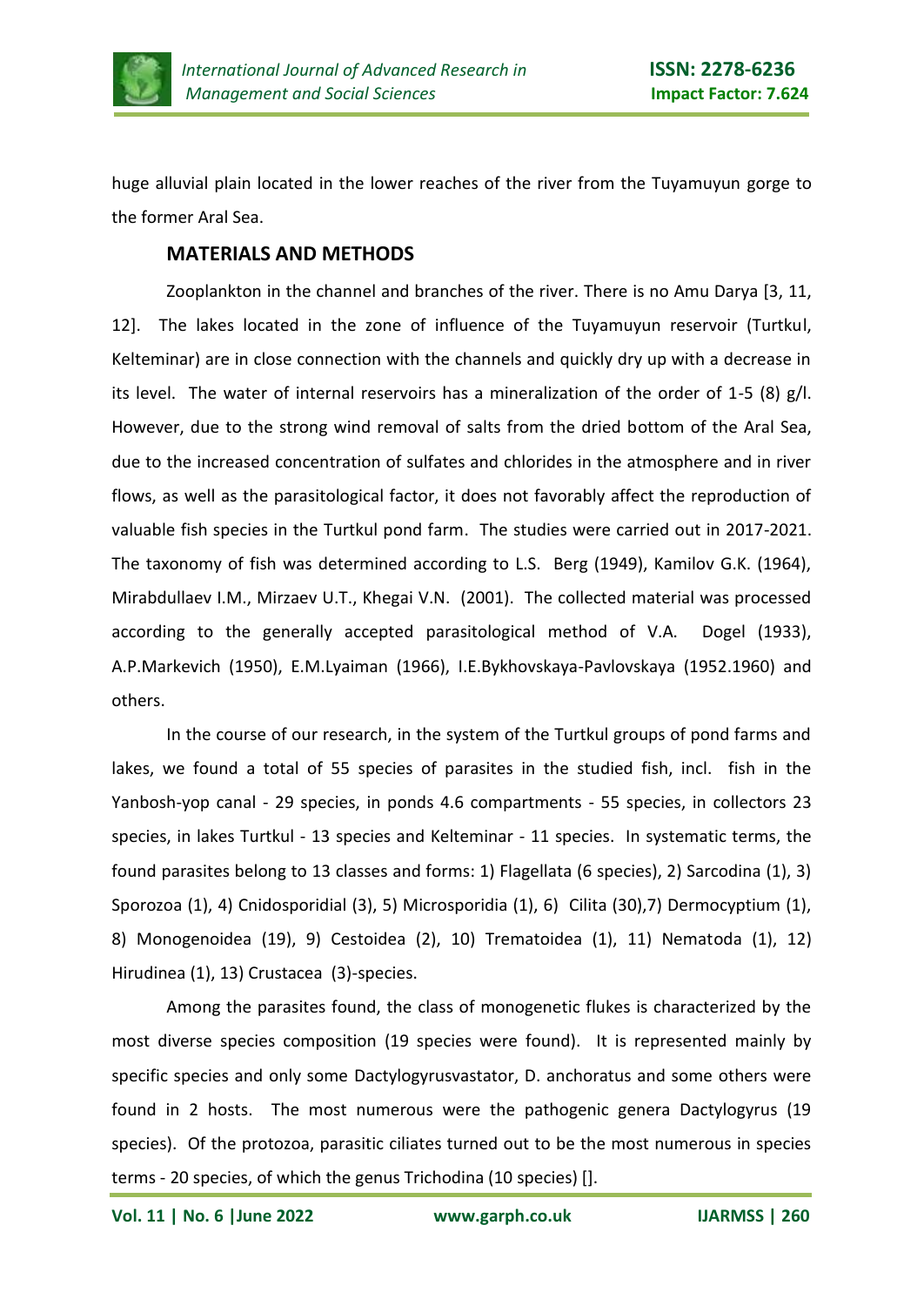huge alluvial plain located in the lower reaches of the river from the Tuyamuyun gorge to the former Aral Sea.

## MATERIALS AND METHODS

Zooplankton in the channel and branches of the river. There is no Amu Darya [3, 11, 12]. The lakes located in the zone of influence of the Tuyamuyun reservoir (Turtkul, Kelteminar) are in close connection with the channels and quickly dry up with a decrease in its level. The water of internal reservoirs has a mineralization of the order of 1-5 (8) g/l. However, due to the strong wind removal of salts from the dried bottom of the Aral Sea, due to the increased concentration of sulfates and chlorides in the atmosphere and in river flows, as well as the parasitological factor, it does not favorably affect the reproduction of valuable fish species in the Turtkul pond farm. The studies were carried out in 2017-2021. The taxonomy of fish was determined according to L.S. Berg (1949), Kamilov G.K. (1964), Mirabdullaev I.M., Mirzaev U.T., Khegai V.N. (2001). The collected material was processed according to the generally accepted parasitological method of V.A. Dogel (1933), A.P.Markevich (1950), E.M.Lyaiman (1966), I.E.Bykhovskaya-Pavlovskaya (1952.1960) and others.

In the course of our research, in the system of the Turtkul groups of pond farms and lakes, we found a total of 55 species of parasites in the studied fish, incl. fish in the Yanbosh-yop canal - 29 species, in ponds 4.6 compartments - 55 species, in collectors 23 species, in lakes Turtkul - 13 species and Kelteminar - 11 species. In systematic terms, the found parasites belong to 13 classes and forms: 1) Flagellata (6 species), 2) Sarcodina (1), 3) Sporozoa (1), 4) Cnidosporidial (3), 5) Microsporidia (1), 6) Cilita (30),7) Dermocyptium (1), 8) Monogenoidea (19), 9) Cestoidea (2), 10) Trematoidea (1), 11) Nematoda (1), 12) Hirudinea (1), 13) Crustacea (3)-species.

Among the parasites found, the class of monogenetic flukes is characterized by the most diverse species composition (19 species were found). It is represented mainly by specific species and only some Dactylogyrusvastator, D. anchoratus and some others were found in 2 hosts. The most numerous were the pathogenic genera Dactylogyrus (19 species). Of the protozoa, parasitic ciliates turned out to be the most numerous in species terms - 20 species, of which the genus Trichodina (10 species) [].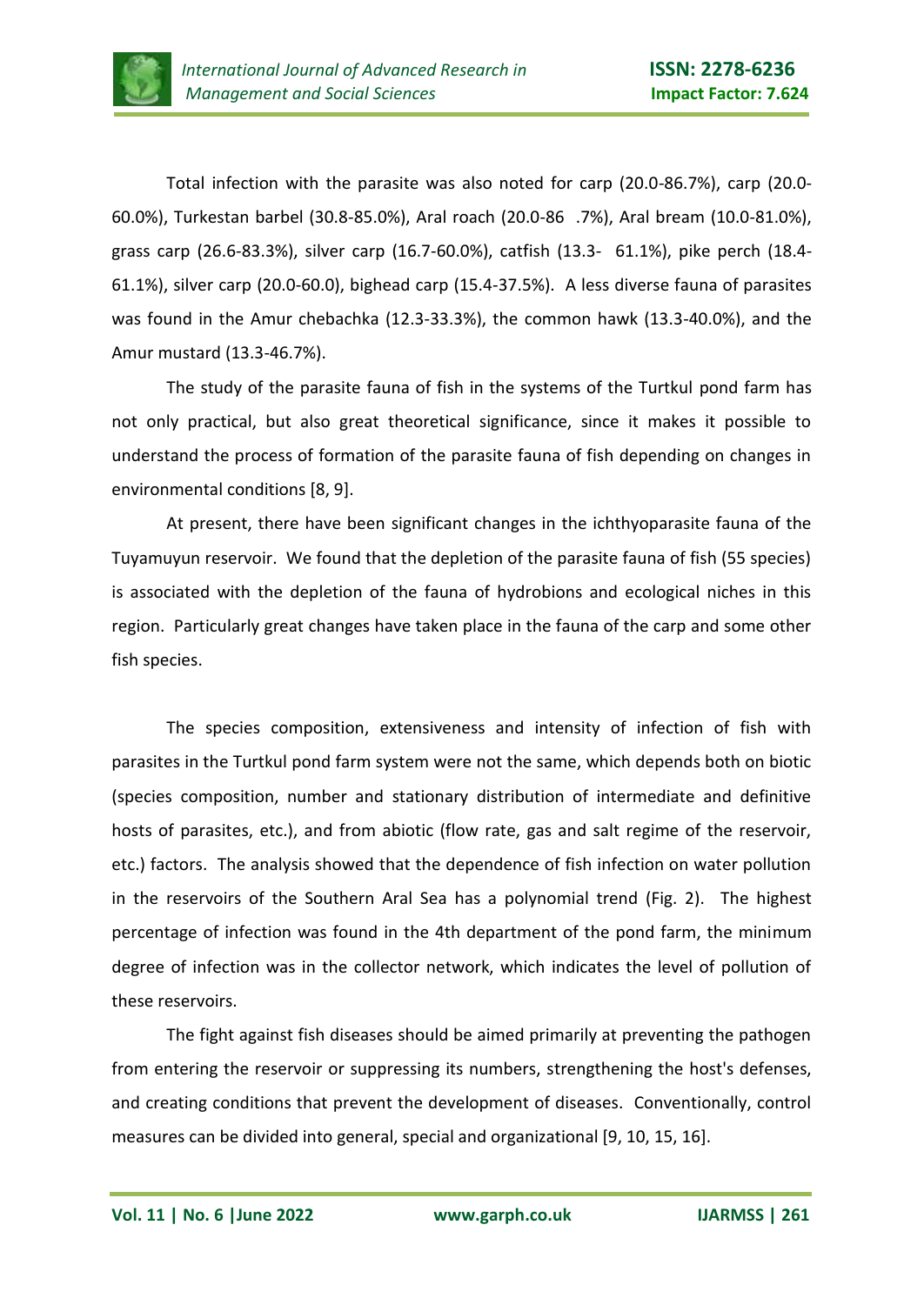Total infection with the parasite was also noted for carp (20.0-86.7%), carp (20.0-60.0%), Turkestan barbel (30.8-85.0%), Aral roach (20.0-86 .7%), Aral bream (10.0-81.0%), grass carp (26.6-83.3%), silver carp (16.7-60.0%), catfish (13.3- 61.1%), pike perch (18.4-61.1%), silver carp (20.0-60.0), bighead carp (15.4-37.5%). A less diverse fauna of parasites was found in the Amur chebachka (12.3-33.3%), the common hawk (13.3-40.0%), and the Amur mustard (13.3-46.7%).

The study of the parasite fauna of fish in the systems of the Turtkul pond farm has not only practical, but also great theoretical significance, since it makes it possible to understand the process of formation of the parasite fauna of fish depending on changes in environmental conditions [8, 9].

At present, there have been significant changes in the ichthyoparasite fauna of the Tuyamuyun reservoir. We found that the depletion of the parasite fauna of fish (55 species) is associated with the depletion of the fauna of hydrobions and ecological niches in this region. Particularly great changes have taken place in the fauna of the carp and some other fish species.

The species composition, extensiveness and intensity of infection of fish with parasites in the Turtkul pond farm system were not the same, which depends both on biotic (species composition, number and stationary distribution of intermediate and definitive hosts of parasites, etc.), and from abiotic (flow rate, gas and salt regime of the reservoir, etc.) factors. The analysis showed that the dependence of fish infection on water pollution in the reservoirs of the Southern Aral Sea has a polynomial trend (Fig. 2). The highest percentage of infection was found in the 4th department of the pond farm, the minimum degree of infection was in the collector network, which indicates the level of pollution of these reservoirs.

The fight against fish diseases should be aimed primarily at preventing the pathogen from entering the reservoir or suppressing its numbers, strengthening the host's defenses, and creating conditions that prevent the development of diseases. Conventionally, control measures can be divided into general, special and organizational [9, 10, 15, 16].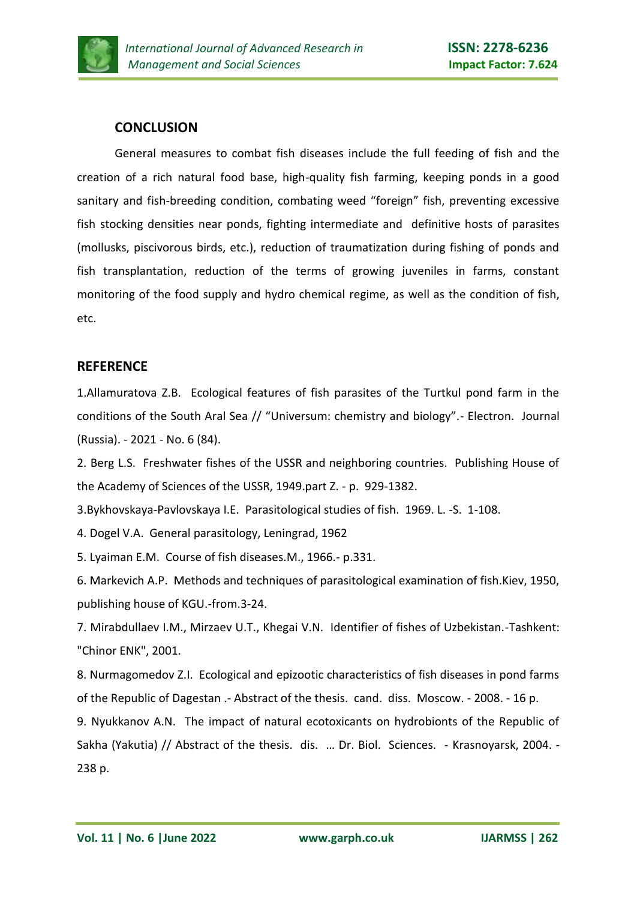## CONCLUSION

General measures to combat fish diseases include the full feeding of fish and the creation of a rich natural food base, high-quality fish farming, keeping ponds in a good sanitary and fish-breeding condition, combating weed “foreign” fish, preventing excessive fish stocking densities near ponds, fighting intermediate and definitive hosts of parasites (mollusks, piscivorous birds, etc.), reduction of traumatization during fishing of ponds and fish transplantation, reduction of the terms of growing juveniles in farms, constant monitoring of the food supply and hydro chemical regime, as well as the condition of fish, etc.

## REFERENCE

1.Allamuratova Z.B. Ecological features of fish parasites of the Turtkul pond farm in the conditions of the South Aral Sea // “Universum: chemistry and biology”.- Electron. Journal (Russia). - 2021 - No. 6 (84).

2. Berg L.S. Freshwater fishes of the USSR and neighboring countries. Publishing House of the Academy of Sciences of the USSR, 1949.part Z. - p. 929-1382.

3.Bykhovskaya-Pavlovskaya I.E. Parasitological studies of fish. 1969. L. -S. 1-108.

4. Dogel V.A. General parasitology, Leningrad, 1962

5. Lyaiman E.M. Course of fish diseases.M., 1966.- p.331.

6. Markevich A.P. Methods and techniques of parasitological examination of fish.Kiev, 1950, publishing house of KGU.-from.3-24.

7. Mirabdullaev I.M., Mirzaev U.T., Khegai V.N. Identifier of fishes of Uzbekistan.-Tashkent: "Chinor ENK", 2001.

8. Nurmagomedov Z.I. Ecological and epizootic characteristics of fish diseases in pond farms of the Republic of Dagestan .- Abstract of the thesis. cand. diss. Moscow. - 2008. - 16 p.

9. Nyukkanov A.N. The impact of natural ecotoxicants on hydrobionts of the Republic of Sakha (Yakutia) // Abstract of the thesis. dis. … Dr. Biol. Sciences. - Krasnoyarsk, 2004. - 238 p.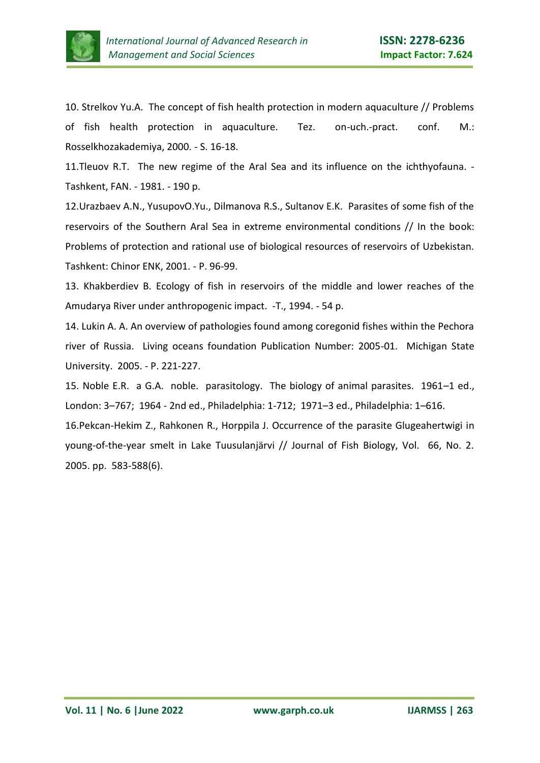10. Strelkov Yu.A. The concept of fish health protection in modern aquaculture // Problems of fish health protection in aquaculture. Tez. on-uch.-pract. conf. M.: Rosselkhozakademiya, 2000. - S. 16-18.

11.Tleuov R.T. The new regime of the Aral Sea and its influence on the ichthyofauna. - Tashkent, FAN. - 1981. - 190 p.

12.Urazbaev A.N., YusupovO.Yu., Dilmanova R.S., Sultanov E.K. Parasites of some fish of the reservoirs of the Southern Aral Sea in extreme environmental conditions // In the book: Problems of protection and rational use of biological resources of reservoirs of Uzbekistan. Tashkent: Chinor ENK, 2001. - P. 96-99.

13. Khakberdiev B. Ecology of fish in reservoirs of the middle and lower reaches of the Amudarya River under anthropogenic impact. -T., 1994. - 54 p.

14. Lukin A. A. An overview of pathologies found among coregonid fishes within the Pechora river of Russia. Living oceans foundation Publication Number: 2005-01. Michigan State University. 2005. - P. 221-227.

15. Noble E.R. a G.A. noble. parasitology. The biology of animal parasites. 1961–1 ed., London: 3–767; 1964 - 2nd ed., Philadelphia: 1-712; 1971–3 ed., Philadelphia: 1–616.

16.Pekcan-Hekim Z., Rahkonen R., Horppila J. Occurrence of the parasite Glugeahertwigi in young-of-the-year smelt in Lake Tuusulanjärvi // Journal of Fish Biology, Vol. 66, No. 2. 2005. pp. 583-588(6).